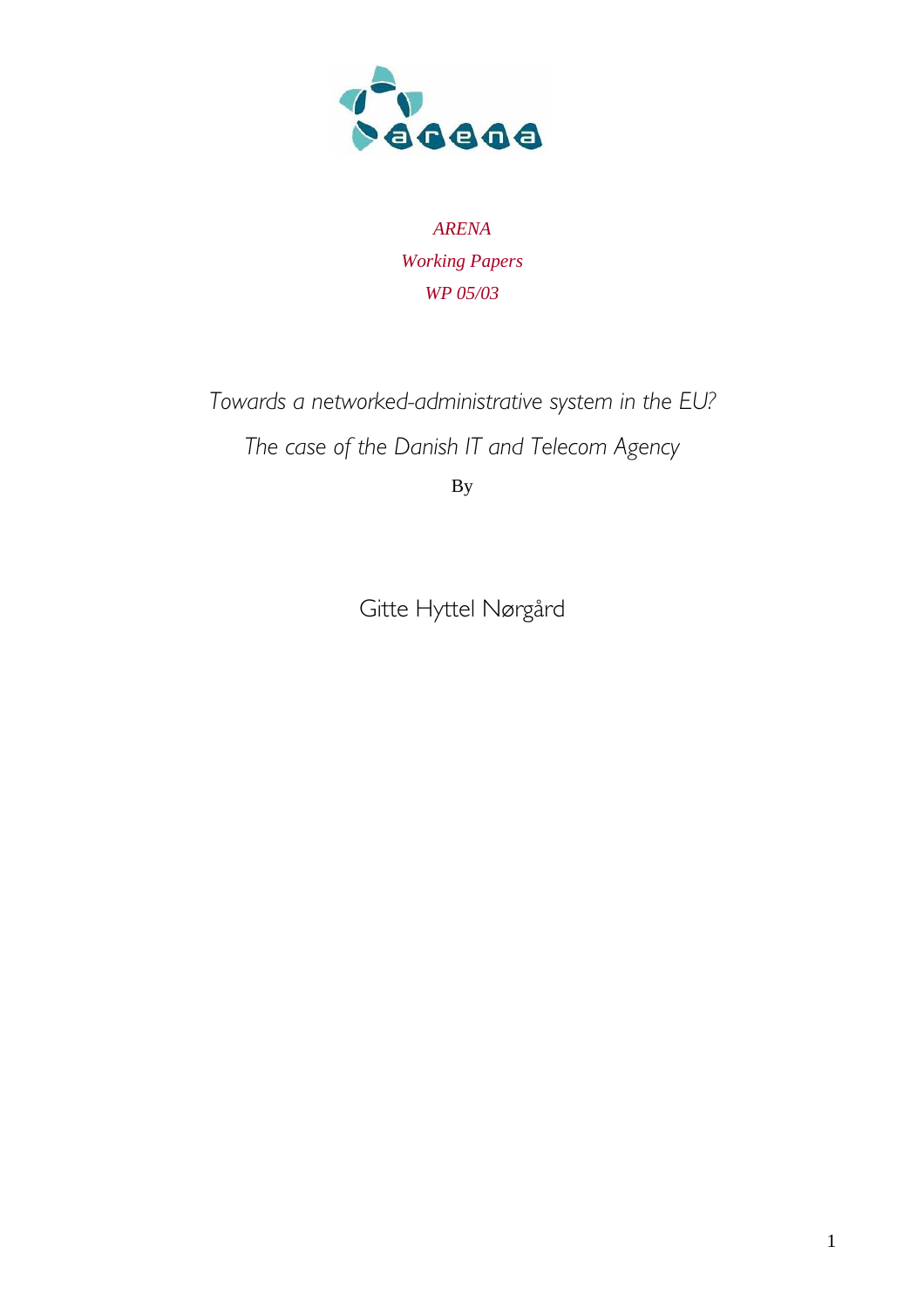*ARENA*

*Working Papers*

*WP 05/03*

# *Towards a networked-administrative system in the EU?*

## *The case of the Danish IT and Telecom Agency*

By

Gitte Hyttel Nørgård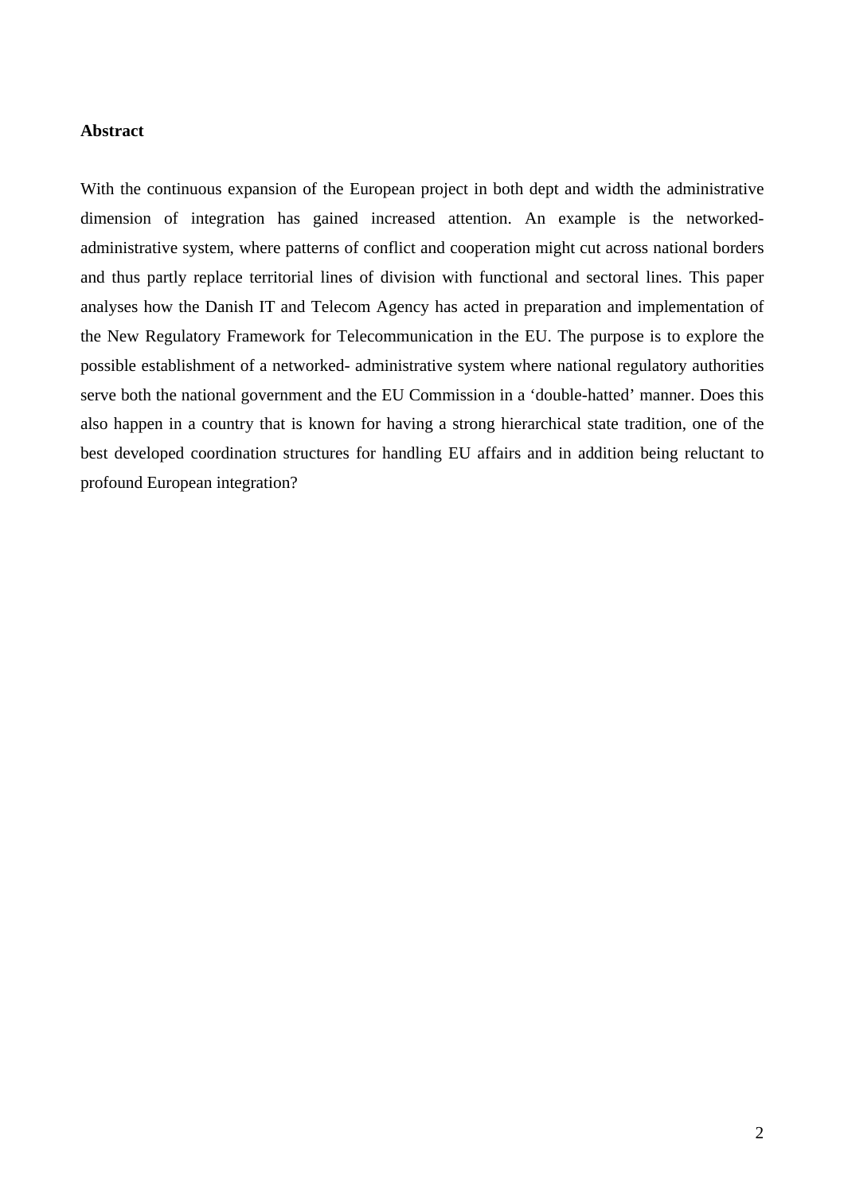**Abstract**

With the continuous expansion of the European project in both dept and width the administrative dimension of integration has gained increased attention. An example is the networked-administrative system, where patterns of conflict and cooperation might cut across national borders and thus partly replace territorial lines of division with functional and sectoral lines. This paper analyses how the Danish IT and Telecom Agency has acted in preparation and implementation of the New Regulatory Framework for Telecommunication in the EU. The purpose is to explore the possible establishment of a networked- administrative system where national regulatory authorities serve both the national government and the EU Commission in a 'double-hatted' manner. Does this also happen in a country that is known for having a strong hierarchical state tradition, one of the best developed coordination structures for handling EU affairs and in addition being reluctant to profound European integration?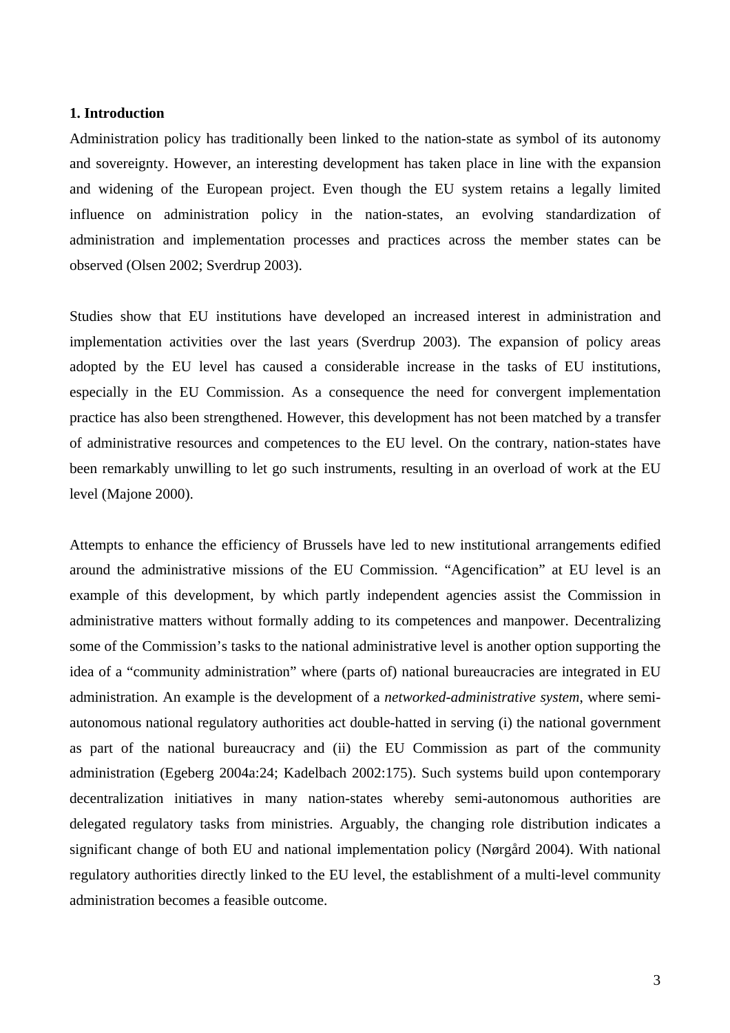## 1. Introduction

Administration policy has traditionally been linked to the nation-state as symbol of its autonomy and sovereignty. However, an interesting development has taken place in line with the expansion and widening of the European project. Even though the EU system retains a legally limited influence on administration policy in the nation-states, an evolving standardization of administration and implementation processes and practices across the member states can be observed (Olsen 2002; Sverdrup 2003).

Studies show that EU institutions have developed an increased interest in administration and implementation activities over the last years (Sverdrup 2003). The expansion of policy areas adopted by the EU level has caused a considerable increase in the tasks of EU institutions, especially in the EU Commission. As a consequence the need for convergent implementation practice has also been strengthened. However, this development has not been matched by a transfer of administrative resources and competences to the EU level. On the contrary, nation-states have been remarkably unwilling to let go such instruments, resulting in an overload of work at the EU level (Majone 2000).

Attempts to enhance the efficiency of Brussels have led to new institutional arrangements edified around the administrative missions of the EU Commission. "Agencification" at EU level is an example of this development, by which partly independent agencies assist the Commission in administrative matters without formally adding to its competences and manpower. Decentralizing some of the Commission's tasks to the national administrative level is another option supporting the idea of a "community administration" where (parts of) national bureaucracies are integrated in EU administration. An example is the development of a *networked-administrative system*, where semi-autonomous national regulatory authorities act double-hatted in serving (i) the national government as part of the national bureaucracy and (ii) the EU Commission as part of the community administration (Egeberg 2004a:24; Kadelbach 2002:175). Such systems build upon contemporary decentralization initiatives in many nation-states whereby semi-autonomous authorities are delegated regulatory tasks from ministries. Arguably, the changing role distribution indicates a significant change of both EU and national implementation policy (Nørgård 2004). With national regulatory authorities directly linked to the EU level, the establishment of a multi-level community administration becomes a feasible outcome.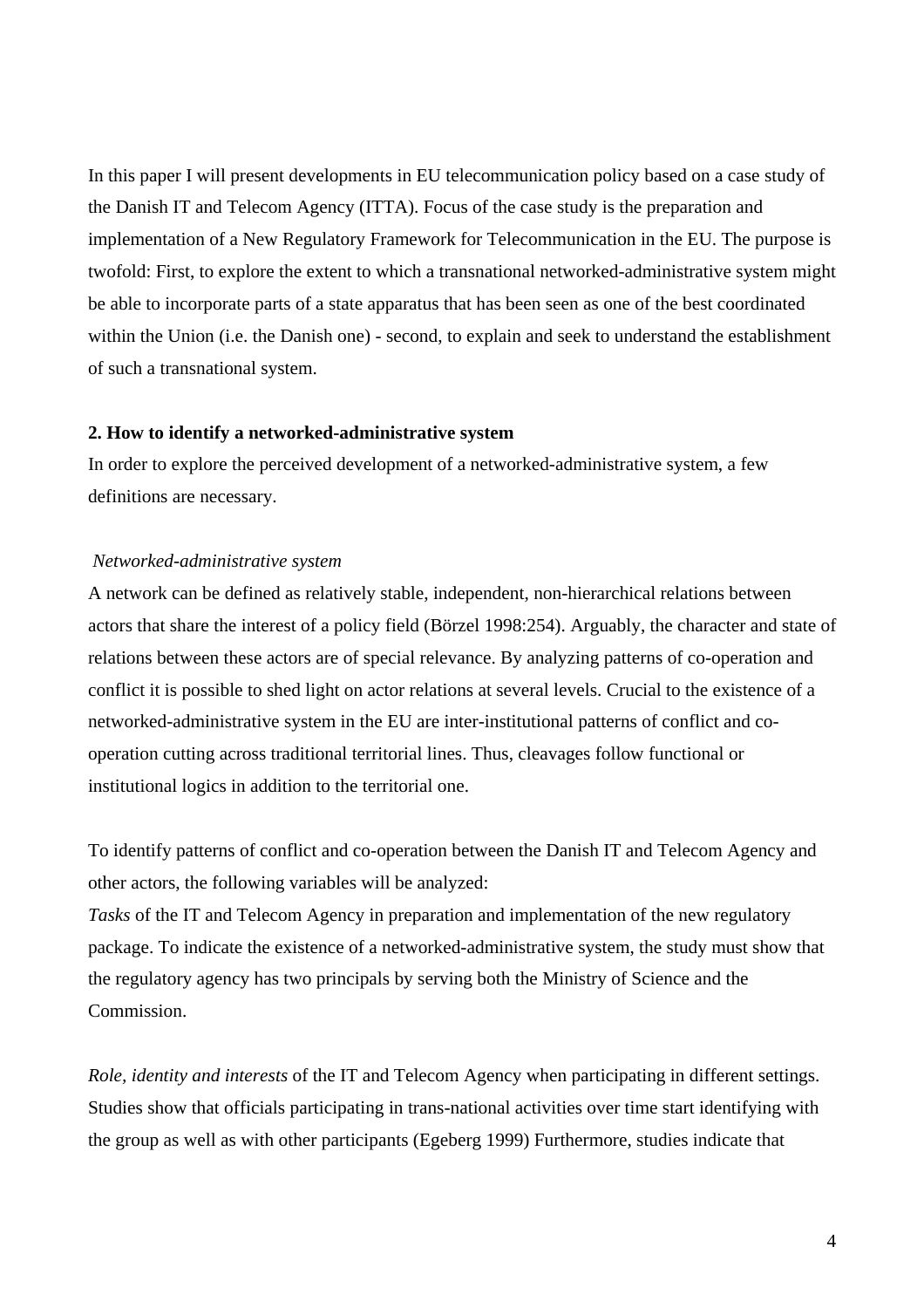In this paper I will present developments in EU telecommunication policy based on a case study of the Danish IT and Telecom Agency (ITTA). Focus of the case study is the preparation and implementation of a New Regulatory Framework for Telecommunication in the EU. The purpose is twofold: First, to explore the extent to which a transnational networked-administrative system might be able to incorporate parts of a state apparatus that has been seen as one of the best coordinated within the Union (i.e. the Danish one) - second, to explain and seek to understand the establishment of such a transnational system.

## 2. How to identify a networked-administrative system

In order to explore the perceived development of a networked-administrative system, a few definitions are necessary.

### *Networked-administrative system*

A network can be defined as relatively stable, independent, non-hierarchical relations between actors that share the interest of a policy field (Börzel 1998:254). Arguably, the character and state of relations between these actors are of special relevance. By analyzing patterns of co-operation and conflict it is possible to shed light on actor relations at several levels. Crucial to the existence of a networked-administrative system in the EU are inter-institutional patterns of conflict and co-operation cutting across traditional territorial lines. Thus, cleavages follow functional or institutional logics in addition to the territorial one.

To identify patterns of conflict and co-operation between the Danish IT and Telecom Agency and other actors, the following variables will be analyzed:

*Tasks* of the IT and Telecom Agency in preparation and implementation of the new regulatory package. To indicate the existence of a networked-administrative system, the study must show that the regulatory agency has two principals by serving both the Ministry of Science and the Commission.

*Role, identity and interests* of the IT and Telecom Agency when participating in different settings. Studies show that officials participating in trans-national activities over time start identifying with the group as well as with other participants (Egeberg 1999) Furthermore, studies indicate that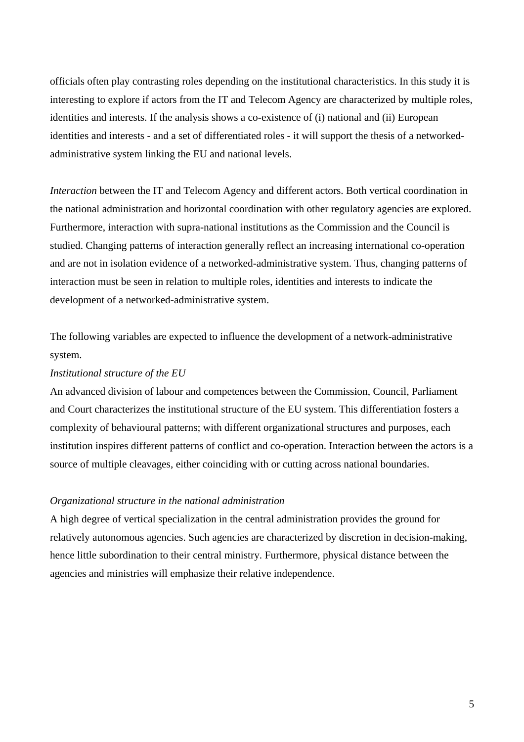officials often play contrasting roles depending on the institutional characteristics. In this study it is interesting to explore if actors from the IT and Telecom Agency are characterized by multiple roles, identities and interests. If the analysis shows a co-existence of (i) national and (ii) European identities and interests - and a set of differentiated roles - it will support the thesis of a networked-administrative system linking the EU and national levels.

*Interaction* between the IT and Telecom Agency and different actors. Both vertical coordination in the national administration and horizontal coordination with other regulatory agencies are explored. Furthermore, interaction with supra-national institutions as the Commission and the Council is studied. Changing patterns of interaction generally reflect an increasing international co-operation and are not in isolation evidence of a networked-administrative system. Thus, changing patterns of interaction must be seen in relation to multiple roles, identities and interests to indicate the development of a networked-administrative system.

The following variables are expected to influence the development of a network-administrative system.

*Institutional structure of the EU*

An advanced division of labour and competences between the Commission, Council, Parliament and Court characterizes the institutional structure of the EU system. This differentiation fosters a complexity of behavioural patterns; with different organizational structures and purposes, each institution inspires different patterns of conflict and co-operation. Interaction between the actors is a source of multiple cleavages, either coinciding with or cutting across national boundaries.

*Organizational structure in the national administration*

A high degree of vertical specialization in the central administration provides the ground for relatively autonomous agencies. Such agencies are characterized by discretion in decision-making, hence little subordination to their central ministry. Furthermore, physical distance between the agencies and ministries will emphasize their relative independence.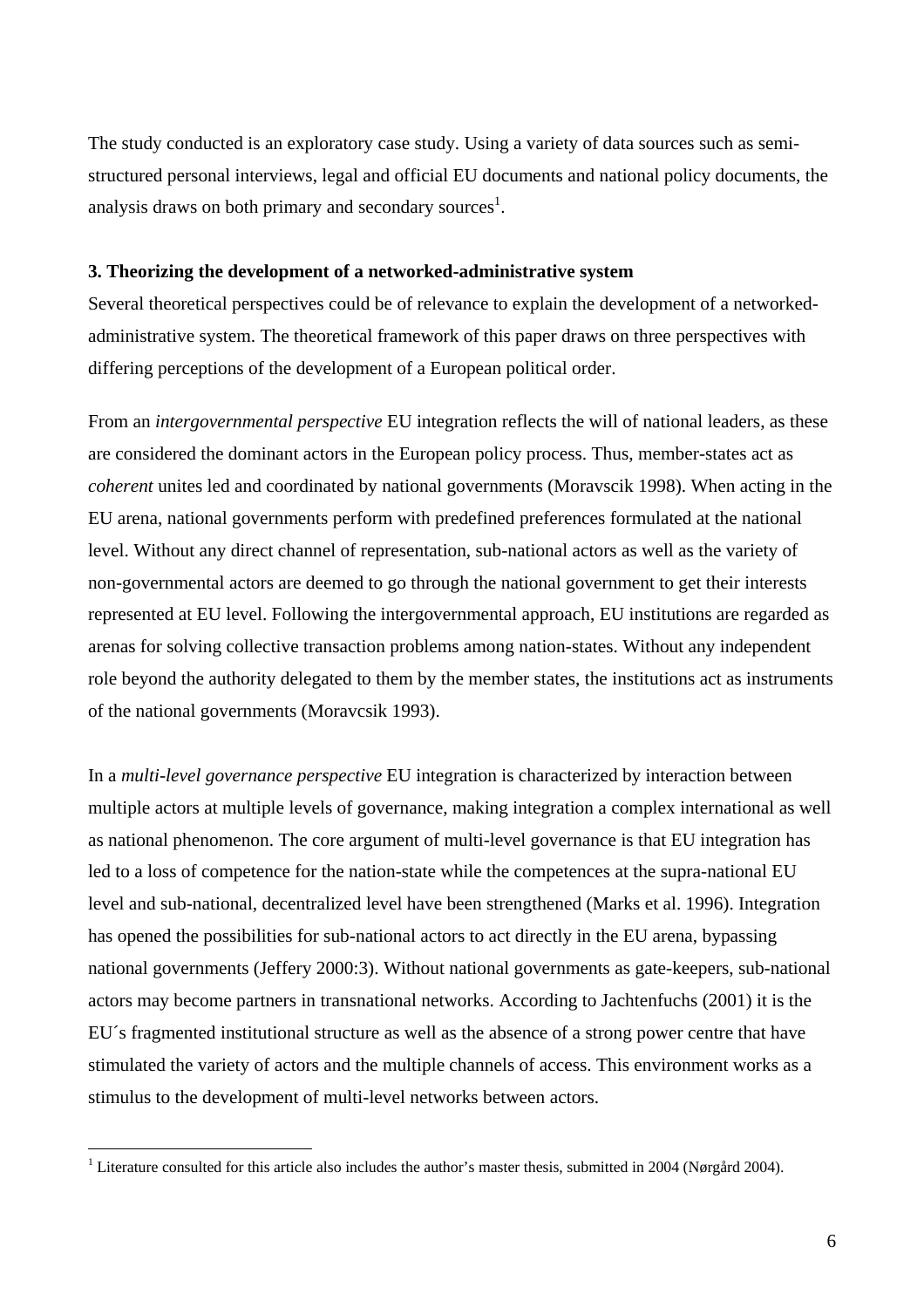The study conducted is an exploratory case study. Using a variety of data sources such as semi-structured personal interviews, legal and official EU documents and national policy documents, the analysis draws on both primary and secondary sources[1].

### 3. Theorizing the development of a networked-administrative system

Several theoretical perspectives could be of relevance to explain the development of a networked-administrative system. The theoretical framework of this paper draws on three perspectives with differing perceptions of the development of a European political order.

From an *intergovernmental perspective* EU integration reflects the will of national leaders, as these are considered the dominant actors in the European policy process. Thus, member-states act as *coherent* unites led and coordinated by national governments (Moravscik 1998). When acting in the EU arena, national governments perform with predefined preferences formulated at the national level. Without any direct channel of representation, sub-national actors as well as the variety of non-governmental actors are deemed to go through the national government to get their interests represented at EU level. Following the intergovernmental approach, EU institutions are regarded as arenas for solving collective transaction problems among nation-states. Without any independent role beyond the authority delegated to them by the member states, the institutions act as instruments of the national governments (Moravcsik 1993).

In a *multi-level governance perspective* EU integration is characterized by interaction between multiple actors at multiple levels of governance, making integration a complex international as well as national phenomenon. The core argument of multi-level governance is that EU integration has led to a loss of competence for the nation-state while the competences at the supra-national EU level and sub-national, decentralized level have been strengthened (Marks et al. 1996). Integration has opened the possibilities for sub-national actors to act directly in the EU arena, bypassing national governments (Jeffery 2000:3). Without national governments as gate-keepers, sub-national actors may become partners in transnational networks. According to Jachtenfuchs (2001) it is the EU´s fragmented institutional structure as well as the absence of a strong power centre that have stimulated the variety of actors and the multiple channels of access. This environment works as a stimulus to the development of multi-level networks between actors.

---

[1] Literature consulted for this article also includes the author's master thesis, submitted in 2004 (Nørgård 2004).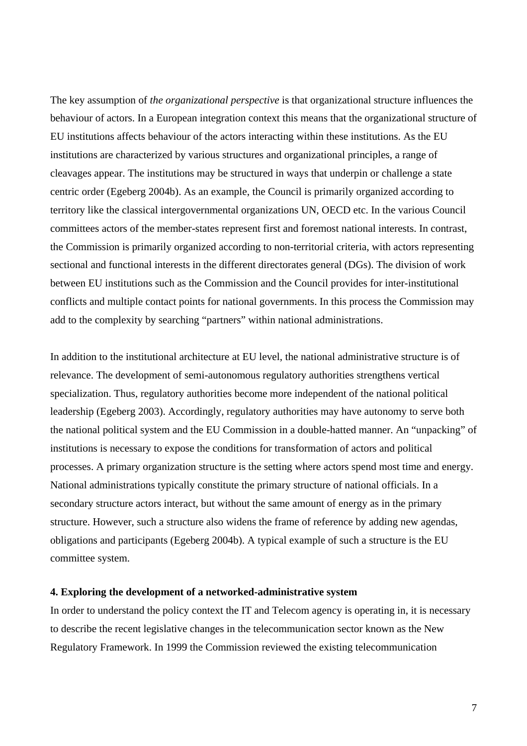The key assumption of *the organizational perspective* is that organizational structure influences the behaviour of actors. In a European integration context this means that the organizational structure of EU institutions affects behaviour of the actors interacting within these institutions. As the EU institutions are characterized by various structures and organizational principles, a range of cleavages appear. The institutions may be structured in ways that underpin or challenge a state centric order (Egeberg 2004b). As an example, the Council is primarily organized according to territory like the classical intergovernmental organizations UN, OECD etc. In the various Council committees actors of the member-states represent first and foremost national interests. In contrast, the Commission is primarily organized according to non-territorial criteria, with actors representing sectional and functional interests in the different directorates general (DGs). The division of work between EU institutions such as the Commission and the Council provides for inter-institutional conflicts and multiple contact points for national governments. In this process the Commission may add to the complexity by searching "partners" within national administrations.

In addition to the institutional architecture at EU level, the national administrative structure is of relevance. The development of semi-autonomous regulatory authorities strengthens vertical specialization. Thus, regulatory authorities become more independent of the national political leadership (Egeberg 2003). Accordingly, regulatory authorities may have autonomy to serve both the national political system and the EU Commission in a double-hatted manner. An "unpacking" of institutions is necessary to expose the conditions for transformation of actors and political processes. A primary organization structure is the setting where actors spend most time and energy. National administrations typically constitute the primary structure of national officials. In a secondary structure actors interact, but without the same amount of energy as in the primary structure. However, such a structure also widens the frame of reference by adding new agendas, obligations and participants (Egeberg 2004b). A typical example of such a structure is the EU committee system.

## 4. Exploring the development of a networked-administrative system

In order to understand the policy context the IT and Telecom agency is operating in, it is necessary to describe the recent legislative changes in the telecommunication sector known as the New Regulatory Framework. In 1999 the Commission reviewed the existing telecommunication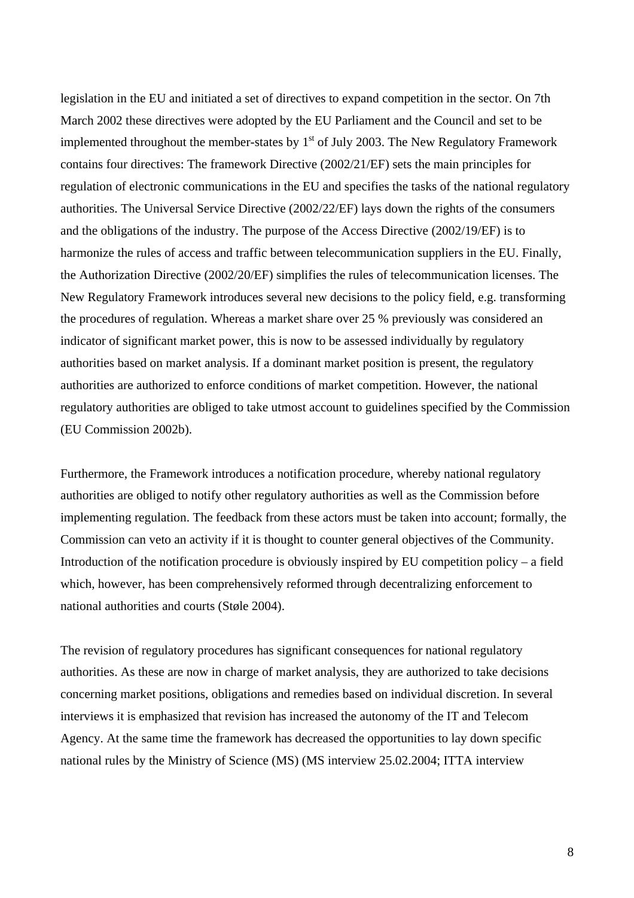legislation in the EU and initiated a set of directives to expand competition in the sector. On 7th March 2002 these directives were adopted by the EU Parliament and the Council and set to be implemented throughout the member-states by 1st of July 2003. The New Regulatory Framework contains four directives: The framework Directive (2002/21/EF) sets the main principles for regulation of electronic communications in the EU and specifies the tasks of the national regulatory authorities. The Universal Service Directive (2002/22/EF) lays down the rights of the consumers and the obligations of the industry. The purpose of the Access Directive (2002/19/EF) is to harmonize the rules of access and traffic between telecommunication suppliers in the EU. Finally, the Authorization Directive (2002/20/EF) simplifies the rules of telecommunication licenses. The New Regulatory Framework introduces several new decisions to the policy field, e.g. transforming the procedures of regulation. Whereas a market share over 25 % previously was considered an indicator of significant market power, this is now to be assessed individually by regulatory authorities based on market analysis. If a dominant market position is present, the regulatory authorities are authorized to enforce conditions of market competition. However, the national regulatory authorities are obliged to take utmost account to guidelines specified by the Commission (EU Commission 2002b).

Furthermore, the Framework introduces a notification procedure, whereby national regulatory authorities are obliged to notify other regulatory authorities as well as the Commission before implementing regulation. The feedback from these actors must be taken into account; formally, the Commission can veto an activity if it is thought to counter general objectives of the Community. Introduction of the notification procedure is obviously inspired by EU competition policy – a field which, however, has been comprehensively reformed through decentralizing enforcement to national authorities and courts (Støle 2004).

The revision of regulatory procedures has significant consequences for national regulatory authorities. As these are now in charge of market analysis, they are authorized to take decisions concerning market positions, obligations and remedies based on individual discretion. In several interviews it is emphasized that revision has increased the autonomy of the IT and Telecom Agency. At the same time the framework has decreased the opportunities to lay down specific national rules by the Ministry of Science (MS) (MS interview 25.02.2004; ITTA interview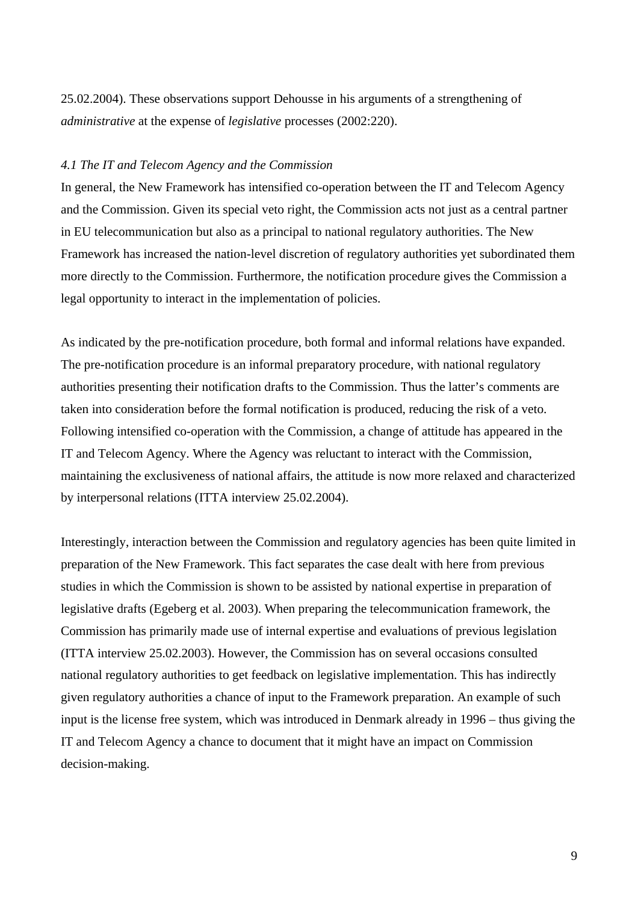25.02.2004). These observations support Dehousse in his arguments of a strengthening of *administrative* at the expense of *legislative* processes (2002:220).

### *4.1 The IT and Telecom Agency and the Commission*

In general, the New Framework has intensified co-operation between the IT and Telecom Agency and the Commission. Given its special veto right, the Commission acts not just as a central partner in EU telecommunication but also as a principal to national regulatory authorities. The New Framework has increased the nation-level discretion of regulatory authorities yet subordinated them more directly to the Commission. Furthermore, the notification procedure gives the Commission a legal opportunity to interact in the implementation of policies.

As indicated by the pre-notification procedure, both formal and informal relations have expanded. The pre-notification procedure is an informal preparatory procedure, with national regulatory authorities presenting their notification drafts to the Commission. Thus the latter's comments are taken into consideration before the formal notification is produced, reducing the risk of a veto. Following intensified co-operation with the Commission, a change of attitude has appeared in the IT and Telecom Agency. Where the Agency was reluctant to interact with the Commission, maintaining the exclusiveness of national affairs, the attitude is now more relaxed and characterized by interpersonal relations (ITTA interview 25.02.2004).

Interestingly, interaction between the Commission and regulatory agencies has been quite limited in preparation of the New Framework. This fact separates the case dealt with here from previous studies in which the Commission is shown to be assisted by national expertise in preparation of legislative drafts (Egeberg et al. 2003). When preparing the telecommunication framework, the Commission has primarily made use of internal expertise and evaluations of previous legislation (ITTA interview 25.02.2003). However, the Commission has on several occasions consulted national regulatory authorities to get feedback on legislative implementation. This has indirectly given regulatory authorities a chance of input to the Framework preparation. An example of such input is the license free system, which was introduced in Denmark already in 1996 – thus giving the IT and Telecom Agency a chance to document that it might have an impact on Commission decision-making.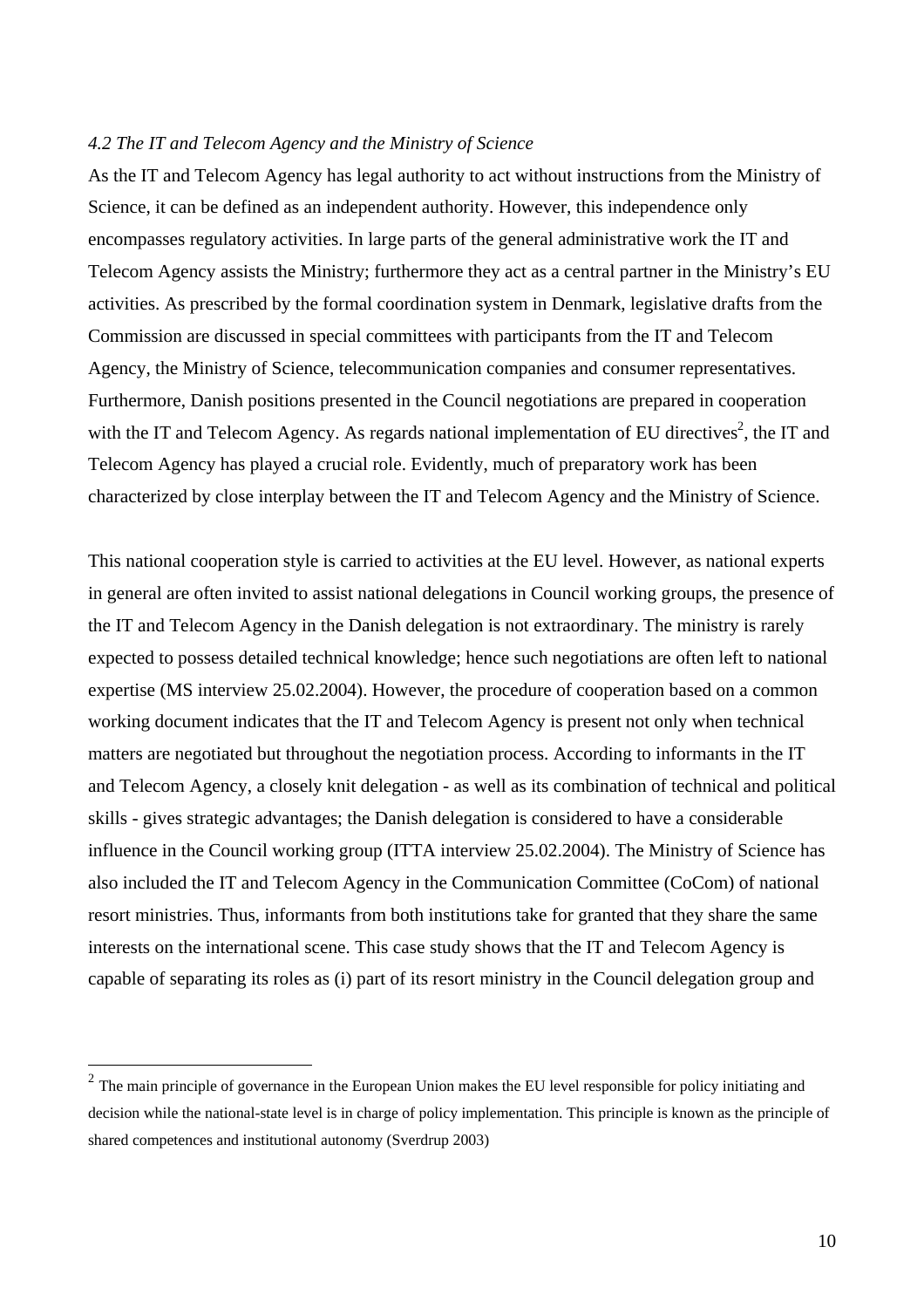*4.2 The IT and Telecom Agency and the Ministry of Science*

As the IT and Telecom Agency has legal authority to act without instructions from the Ministry of Science, it can be defined as an independent authority. However, this independence only encompasses regulatory activities. In large parts of the general administrative work the IT and Telecom Agency assists the Ministry; furthermore they act as a central partner in the Ministry's EU activities. As prescribed by the formal coordination system in Denmark, legislative drafts from the Commission are discussed in special committees with participants from the IT and Telecom Agency, the Ministry of Science, telecommunication companies and consumer representatives. Furthermore, Danish positions presented in the Council negotiations are prepared in cooperation with the IT and Telecom Agency. As regards national implementation of EU directives[2], the IT and Telecom Agency has played a crucial role. Evidently, much of preparatory work has been characterized by close interplay between the IT and Telecom Agency and the Ministry of Science.

This national cooperation style is carried to activities at the EU level. However, as national experts in general are often invited to assist national delegations in Council working groups, the presence of the IT and Telecom Agency in the Danish delegation is not extraordinary. The ministry is rarely expected to possess detailed technical knowledge; hence such negotiations are often left to national expertise (MS interview 25.02.2004). However, the procedure of cooperation based on a common working document indicates that the IT and Telecom Agency is present not only when technical matters are negotiated but throughout the negotiation process. According to informants in the IT and Telecom Agency, a closely knit delegation - as well as its combination of technical and political skills - gives strategic advantages; the Danish delegation is considered to have a considerable influence in the Council working group (ITTA interview 25.02.2004). The Ministry of Science has also included the IT and Telecom Agency in the Communication Committee (CoCom) of national resort ministries. Thus, informants from both institutions take for granted that they share the same interests on the international scene. This case study shows that the IT and Telecom Agency is capable of separating its roles as (i) part of its resort ministry in the Council delegation group and

[2] The main principle of governance in the European Union makes the EU level responsible for policy initiating and decision while the national-state level is in charge of policy implementation. This principle is known as the principle of shared competences and institutional autonomy (Sverdrup 2003)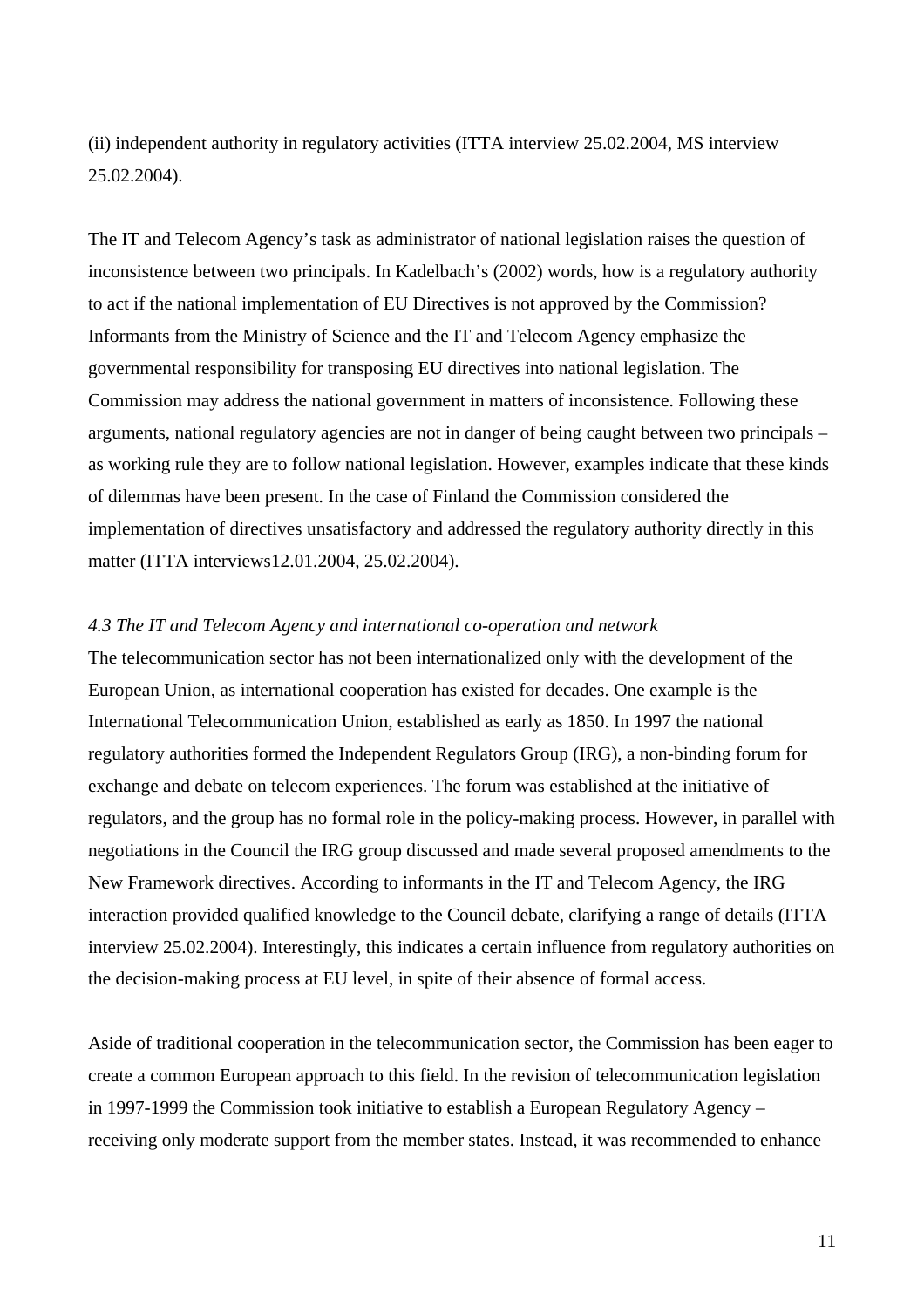(ii) independent authority in regulatory activities (ITTA interview 25.02.2004, MS interview 25.02.2004).

The IT and Telecom Agency's task as administrator of national legislation raises the question of inconsistence between two principals. In Kadelbach's (2002) words, how is a regulatory authority to act if the national implementation of EU Directives is not approved by the Commission? Informants from the Ministry of Science and the IT and Telecom Agency emphasize the governmental responsibility for transposing EU directives into national legislation. The Commission may address the national government in matters of inconsistence. Following these arguments, national regulatory agencies are not in danger of being caught between two principals – as working rule they are to follow national legislation. However, examples indicate that these kinds of dilemmas have been present. In the case of Finland the Commission considered the implementation of directives unsatisfactory and addressed the regulatory authority directly in this matter (ITTA interviews12.01.2004, 25.02.2004).

*4.3 The IT and Telecom Agency and international co-operation and network*

The telecommunication sector has not been internationalized only with the development of the European Union, as international cooperation has existed for decades. One example is the International Telecommunication Union, established as early as 1850. In 1997 the national regulatory authorities formed the Independent Regulators Group (IRG), a non-binding forum for exchange and debate on telecom experiences. The forum was established at the initiative of regulators, and the group has no formal role in the policy-making process. However, in parallel with negotiations in the Council the IRG group discussed and made several proposed amendments to the New Framework directives. According to informants in the IT and Telecom Agency, the IRG interaction provided qualified knowledge to the Council debate, clarifying a range of details (ITTA interview 25.02.2004). Interestingly, this indicates a certain influence from regulatory authorities on the decision-making process at EU level, in spite of their absence of formal access.

Aside of traditional cooperation in the telecommunication sector, the Commission has been eager to create a common European approach to this field. In the revision of telecommunication legislation in 1997-1999 the Commission took initiative to establish a European Regulatory Agency – receiving only moderate support from the member states. Instead, it was recommended to enhance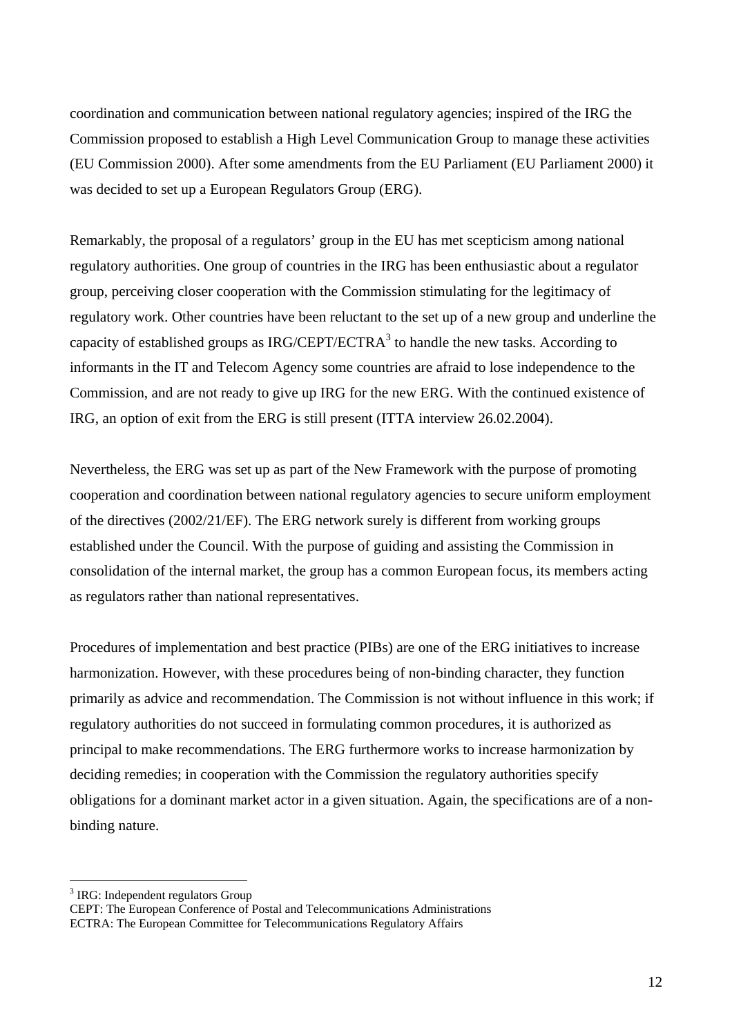coordination and communication between national regulatory agencies; inspired of the IRG the Commission proposed to establish a High Level Communication Group to manage these activities (EU Commission 2000). After some amendments from the EU Parliament (EU Parliament 2000) it was decided to set up a European Regulators Group (ERG).

Remarkably, the proposal of a regulators' group in the EU has met scepticism among national regulatory authorities. One group of countries in the IRG has been enthusiastic about a regulator group, perceiving closer cooperation with the Commission stimulating for the legitimacy of regulatory work. Other countries have been reluctant to the set up of a new group and underline the capacity of established groups as IRG/CEPT/ECTRA[3] to handle the new tasks. According to informants in the IT and Telecom Agency some countries are afraid to lose independence to the Commission, and are not ready to give up IRG for the new ERG. With the continued existence of IRG, an option of exit from the ERG is still present (ITTA interview 26.02.2004).

Nevertheless, the ERG was set up as part of the New Framework with the purpose of promoting cooperation and coordination between national regulatory agencies to secure uniform employment of the directives (2002/21/EF). The ERG network surely is different from working groups established under the Council. With the purpose of guiding and assisting the Commission in consolidation of the internal market, the group has a common European focus, its members acting as regulators rather than national representatives.

Procedures of implementation and best practice (PIBs) are one of the ERG initiatives to increase harmonization. However, with these procedures being of non-binding character, they function primarily as advice and recommendation. The Commission is not without influence in this work; if regulatory authorities do not succeed in formulating common procedures, it is authorized as principal to make recommendations. The ERG furthermore works to increase harmonization by deciding remedies; in cooperation with the Commission the regulatory authorities specify obligations for a dominant market actor in a given situation. Again, the specifications are of a non-binding nature.

---

[3] IRG: Independent regulators Group
CEPT: The European Conference of Postal and Telecommunications Administrations
ECTRA: The European Committee for Telecommunications Regulatory Affairs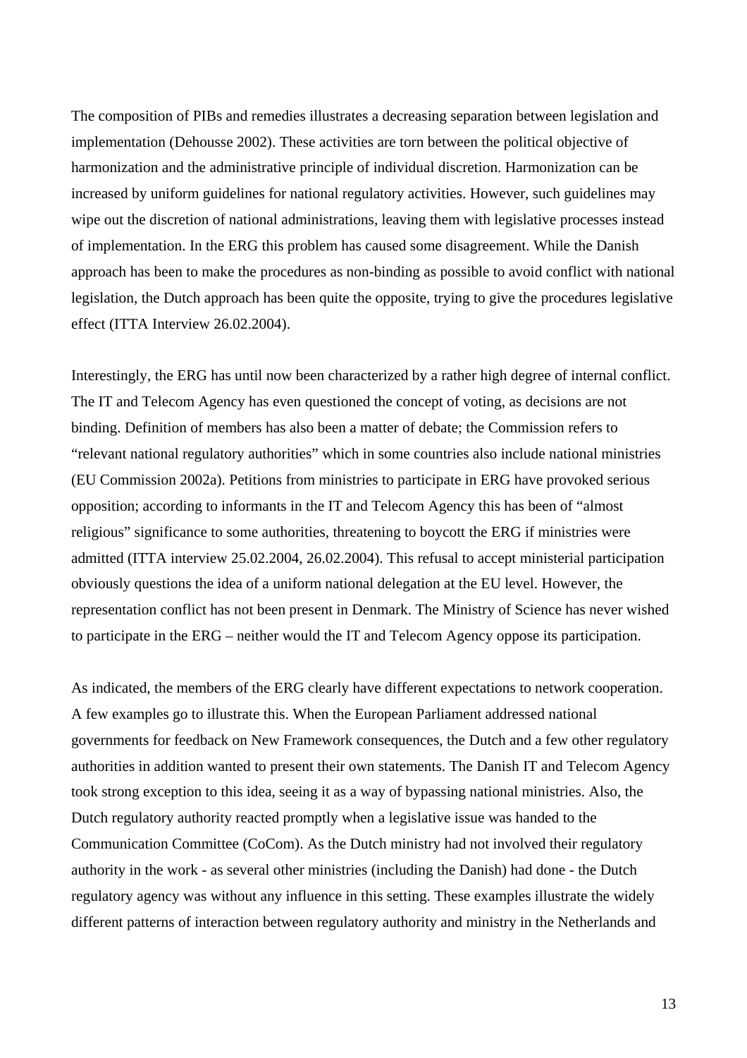The composition of PIBs and remedies illustrates a decreasing separation between legislation and implementation (Dehousse 2002). These activities are torn between the political objective of harmonization and the administrative principle of individual discretion. Harmonization can be increased by uniform guidelines for national regulatory activities. However, such guidelines may wipe out the discretion of national administrations, leaving them with legislative processes instead of implementation. In the ERG this problem has caused some disagreement. While the Danish approach has been to make the procedures as non-binding as possible to avoid conflict with national legislation, the Dutch approach has been quite the opposite, trying to give the procedures legislative effect (ITTA Interview 26.02.2004).

Interestingly, the ERG has until now been characterized by a rather high degree of internal conflict. The IT and Telecom Agency has even questioned the concept of voting, as decisions are not binding. Definition of members has also been a matter of debate; the Commission refers to "relevant national regulatory authorities" which in some countries also include national ministries (EU Commission 2002a). Petitions from ministries to participate in ERG have provoked serious opposition; according to informants in the IT and Telecom Agency this has been of "almost religious" significance to some authorities, threatening to boycott the ERG if ministries were admitted (ITTA interview 25.02.2004, 26.02.2004). This refusal to accept ministerial participation obviously questions the idea of a uniform national delegation at the EU level. However, the representation conflict has not been present in Denmark. The Ministry of Science has never wished to participate in the ERG – neither would the IT and Telecom Agency oppose its participation.

As indicated, the members of the ERG clearly have different expectations to network cooperation. A few examples go to illustrate this. When the European Parliament addressed national governments for feedback on New Framework consequences, the Dutch and a few other regulatory authorities in addition wanted to present their own statements. The Danish IT and Telecom Agency took strong exception to this idea, seeing it as a way of bypassing national ministries. Also, the Dutch regulatory authority reacted promptly when a legislative issue was handed to the Communication Committee (CoCom). As the Dutch ministry had not involved their regulatory authority in the work - as several other ministries (including the Danish) had done - the Dutch regulatory agency was without any influence in this setting. These examples illustrate the widely different patterns of interaction between regulatory authority and ministry in the Netherlands and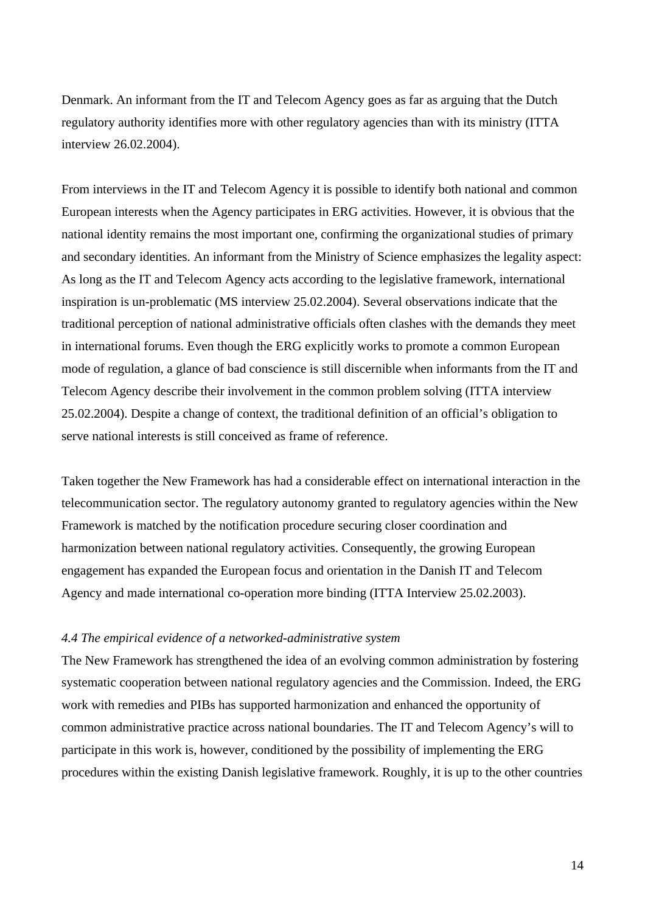Denmark. An informant from the IT and Telecom Agency goes as far as arguing that the Dutch regulatory authority identifies more with other regulatory agencies than with its ministry (ITTA interview 26.02.2004).

From interviews in the IT and Telecom Agency it is possible to identify both national and common European interests when the Agency participates in ERG activities. However, it is obvious that the national identity remains the most important one, confirming the organizational studies of primary and secondary identities. An informant from the Ministry of Science emphasizes the legality aspect: As long as the IT and Telecom Agency acts according to the legislative framework, international inspiration is un-problematic (MS interview 25.02.2004). Several observations indicate that the traditional perception of national administrative officials often clashes with the demands they meet in international forums. Even though the ERG explicitly works to promote a common European mode of regulation, a glance of bad conscience is still discernible when informants from the IT and Telecom Agency describe their involvement in the common problem solving (ITTA interview 25.02.2004). Despite a change of context, the traditional definition of an official's obligation to serve national interests is still conceived as frame of reference.

Taken together the New Framework has had a considerable effect on international interaction in the telecommunication sector. The regulatory autonomy granted to regulatory agencies within the New Framework is matched by the notification procedure securing closer coordination and harmonization between national regulatory activities. Consequently, the growing European engagement has expanded the European focus and orientation in the Danish IT and Telecom Agency and made international co-operation more binding (ITTA Interview 25.02.2003).

### *4.4 The empirical evidence of a networked-administrative system*

The New Framework has strengthened the idea of an evolving common administration by fostering systematic cooperation between national regulatory agencies and the Commission. Indeed, the ERG work with remedies and PIBs has supported harmonization and enhanced the opportunity of common administrative practice across national boundaries. The IT and Telecom Agency's will to participate in this work is, however, conditioned by the possibility of implementing the ERG procedures within the existing Danish legislative framework. Roughly, it is up to the other countries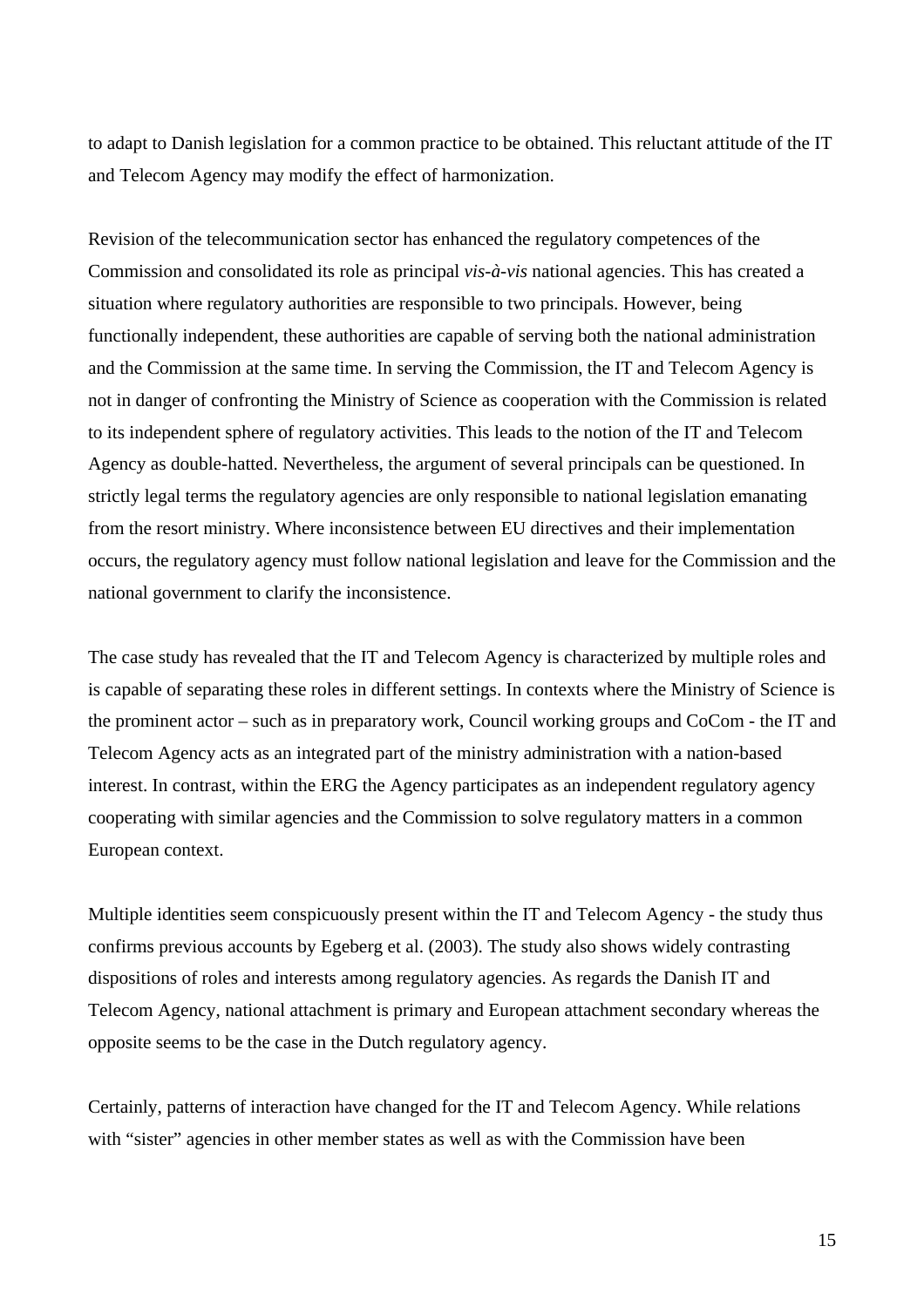to adapt to Danish legislation for a common practice to be obtained. This reluctant attitude of the IT and Telecom Agency may modify the effect of harmonization.

Revision of the telecommunication sector has enhanced the regulatory competences of the Commission and consolidated its role as principal *vis-à-vis* national agencies. This has created a situation where regulatory authorities are responsible to two principals. However, being functionally independent, these authorities are capable of serving both the national administration and the Commission at the same time. In serving the Commission, the IT and Telecom Agency is not in danger of confronting the Ministry of Science as cooperation with the Commission is related to its independent sphere of regulatory activities. This leads to the notion of the IT and Telecom Agency as double-hatted. Nevertheless, the argument of several principals can be questioned. In strictly legal terms the regulatory agencies are only responsible to national legislation emanating from the resort ministry. Where inconsistence between EU directives and their implementation occurs, the regulatory agency must follow national legislation and leave for the Commission and the national government to clarify the inconsistence.

The case study has revealed that the IT and Telecom Agency is characterized by multiple roles and is capable of separating these roles in different settings. In contexts where the Ministry of Science is the prominent actor – such as in preparatory work, Council working groups and CoCom - the IT and Telecom Agency acts as an integrated part of the ministry administration with a nation-based interest. In contrast, within the ERG the Agency participates as an independent regulatory agency cooperating with similar agencies and the Commission to solve regulatory matters in a common European context.

Multiple identities seem conspicuously present within the IT and Telecom Agency - the study thus confirms previous accounts by Egeberg et al. (2003). The study also shows widely contrasting dispositions of roles and interests among regulatory agencies. As regards the Danish IT and Telecom Agency, national attachment is primary and European attachment secondary whereas the opposite seems to be the case in the Dutch regulatory agency.

Certainly, patterns of interaction have changed for the IT and Telecom Agency. While relations with "sister" agencies in other member states as well as with the Commission have been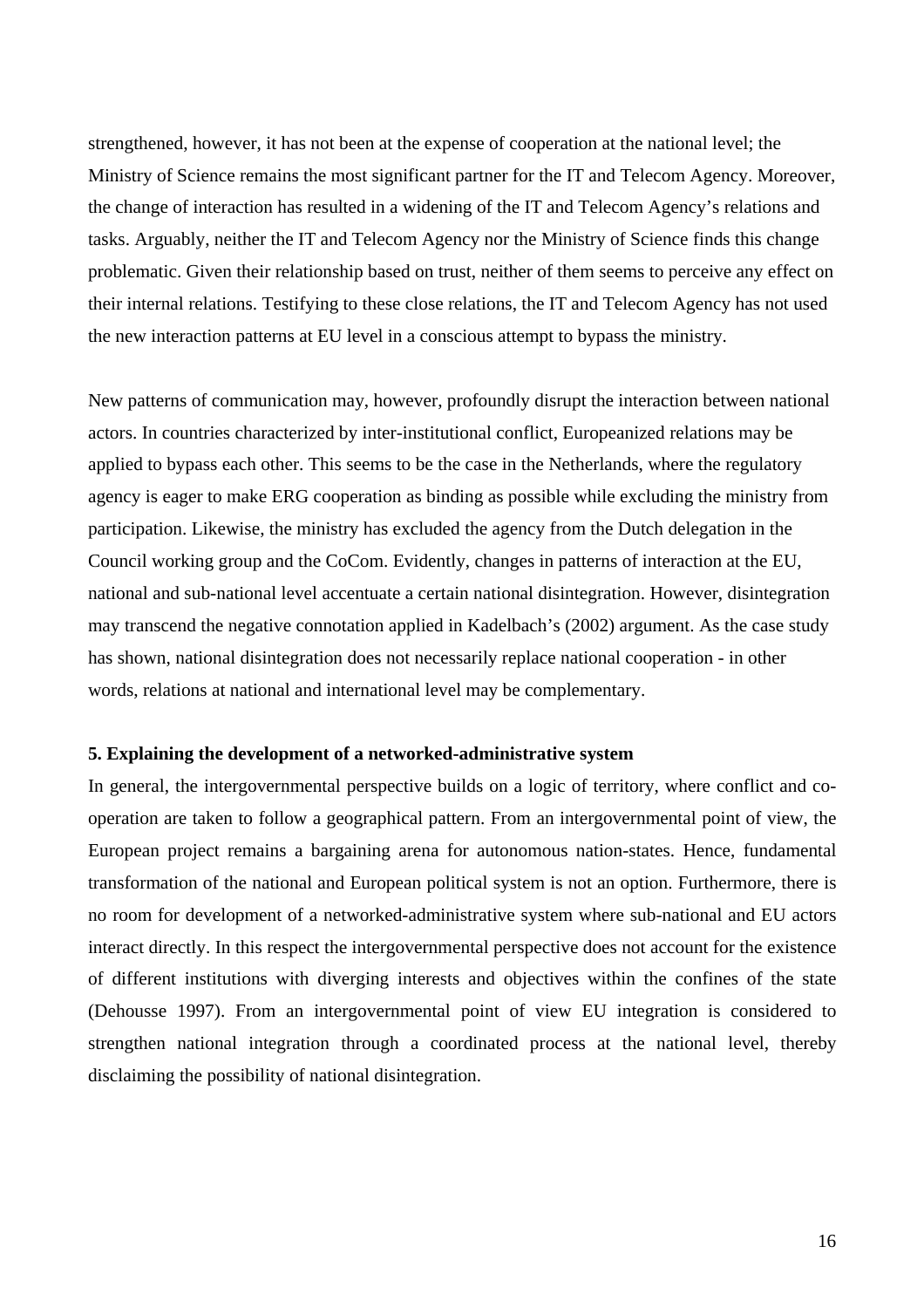strengthened, however, it has not been at the expense of cooperation at the national level; the Ministry of Science remains the most significant partner for the IT and Telecom Agency. Moreover, the change of interaction has resulted in a widening of the IT and Telecom Agency's relations and tasks. Arguably, neither the IT and Telecom Agency nor the Ministry of Science finds this change problematic. Given their relationship based on trust, neither of them seems to perceive any effect on their internal relations. Testifying to these close relations, the IT and Telecom Agency has not used the new interaction patterns at EU level in a conscious attempt to bypass the ministry.

New patterns of communication may, however, profoundly disrupt the interaction between national actors. In countries characterized by inter-institutional conflict, Europeanized relations may be applied to bypass each other. This seems to be the case in the Netherlands, where the regulatory agency is eager to make ERG cooperation as binding as possible while excluding the ministry from participation. Likewise, the ministry has excluded the agency from the Dutch delegation in the Council working group and the CoCom. Evidently, changes in patterns of interaction at the EU, national and sub-national level accentuate a certain national disintegration. However, disintegration may transcend the negative connotation applied in Kadelbach's (2002) argument. As the case study has shown, national disintegration does not necessarily replace national cooperation - in other words, relations at national and international level may be complementary.

**5. Explaining the development of a networked-administrative system**

In general, the intergovernmental perspective builds on a logic of territory, where conflict and co-operation are taken to follow a geographical pattern. From an intergovernmental point of view, the European project remains a bargaining arena for autonomous nation-states. Hence, fundamental transformation of the national and European political system is not an option. Furthermore, there is no room for development of a networked-administrative system where sub-national and EU actors interact directly. In this respect the intergovernmental perspective does not account for the existence of different institutions with diverging interests and objectives within the confines of the state (Dehousse 1997). From an intergovernmental point of view EU integration is considered to strengthen national integration through a coordinated process at the national level, thereby disclaiming the possibility of national disintegration.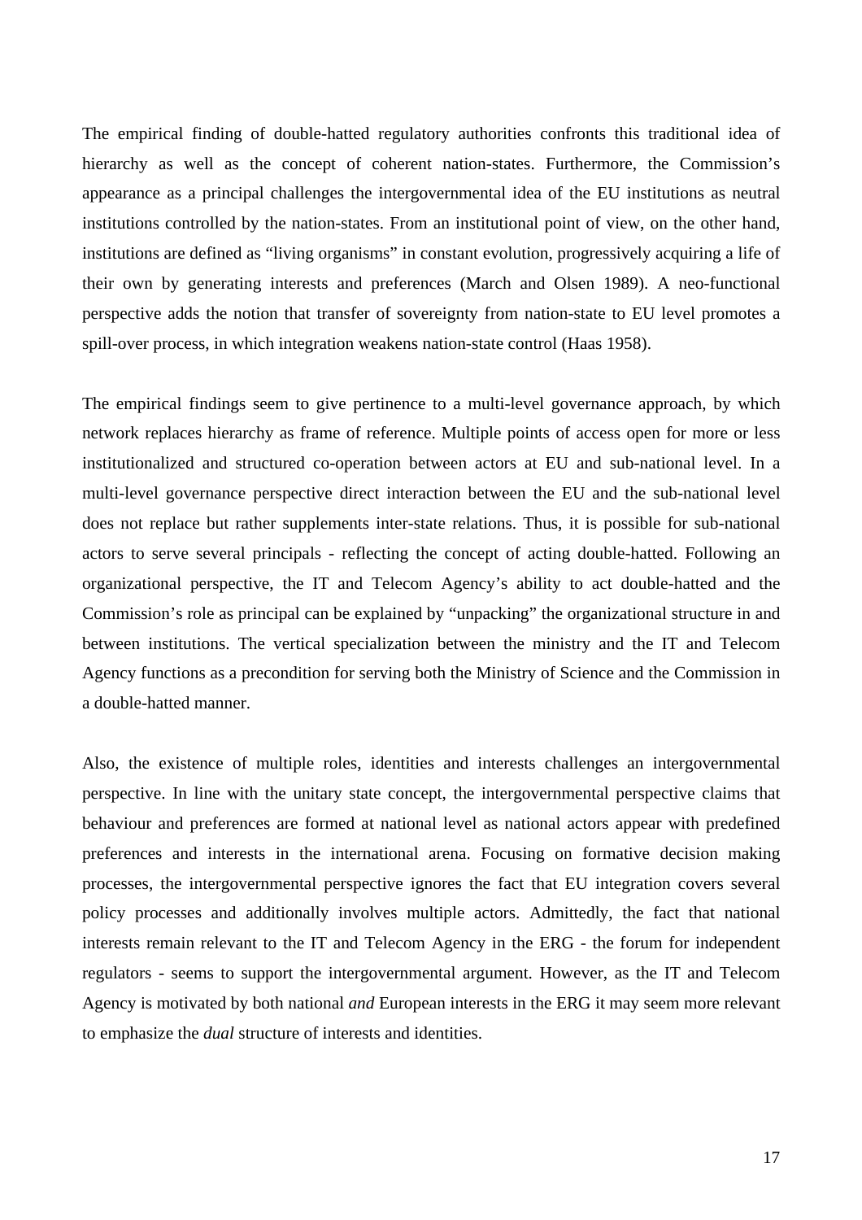The empirical finding of double-hatted regulatory authorities confronts this traditional idea of hierarchy as well as the concept of coherent nation-states. Furthermore, the Commission's appearance as a principal challenges the intergovernmental idea of the EU institutions as neutral institutions controlled by the nation-states. From an institutional point of view, on the other hand, institutions are defined as "living organisms" in constant evolution, progressively acquiring a life of their own by generating interests and preferences (March and Olsen 1989). A neo-functional perspective adds the notion that transfer of sovereignty from nation-state to EU level promotes a spill-over process, in which integration weakens nation-state control (Haas 1958).

The empirical findings seem to give pertinence to a multi-level governance approach, by which network replaces hierarchy as frame of reference. Multiple points of access open for more or less institutionalized and structured co-operation between actors at EU and sub-national level. In a multi-level governance perspective direct interaction between the EU and the sub-national level does not replace but rather supplements inter-state relations. Thus, it is possible for sub-national actors to serve several principals - reflecting the concept of acting double-hatted. Following an organizational perspective, the IT and Telecom Agency's ability to act double-hatted and the Commission's role as principal can be explained by "unpacking" the organizational structure in and between institutions. The vertical specialization between the ministry and the IT and Telecom Agency functions as a precondition for serving both the Ministry of Science and the Commission in a double-hatted manner.

Also, the existence of multiple roles, identities and interests challenges an intergovernmental perspective. In line with the unitary state concept, the intergovernmental perspective claims that behaviour and preferences are formed at national level as national actors appear with predefined preferences and interests in the international arena. Focusing on formative decision making processes, the intergovernmental perspective ignores the fact that EU integration covers several policy processes and additionally involves multiple actors. Admittedly, the fact that national interests remain relevant to the IT and Telecom Agency in the ERG - the forum for independent regulators - seems to support the intergovernmental argument. However, as the IT and Telecom Agency is motivated by both national *and* European interests in the ERG it may seem more relevant to emphasize the *dual* structure of interests and identities.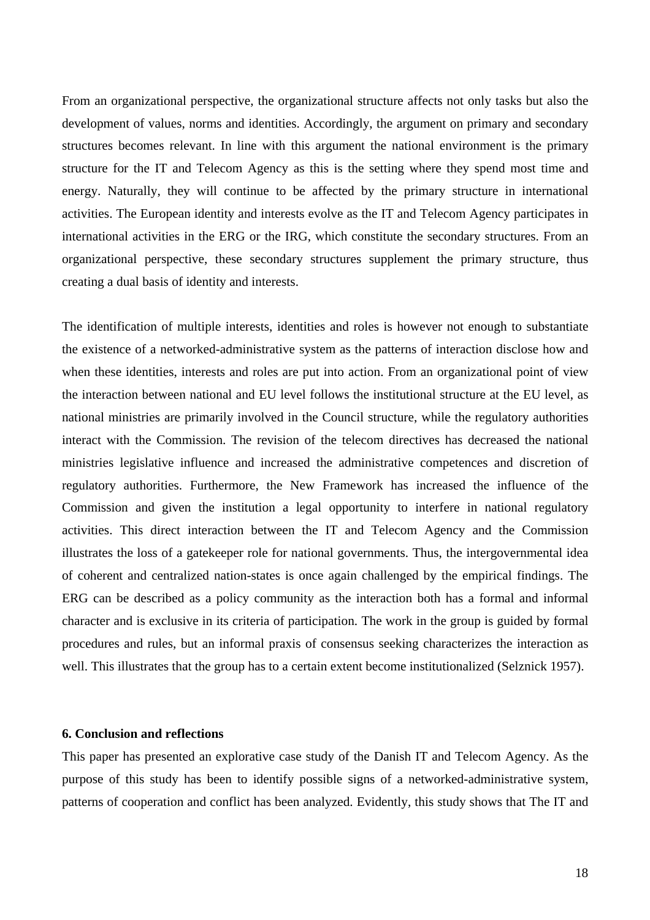From an organizational perspective, the organizational structure affects not only tasks but also the development of values, norms and identities. Accordingly, the argument on primary and secondary structures becomes relevant. In line with this argument the national environment is the primary structure for the IT and Telecom Agency as this is the setting where they spend most time and energy. Naturally, they will continue to be affected by the primary structure in international activities. The European identity and interests evolve as the IT and Telecom Agency participates in international activities in the ERG or the IRG, which constitute the secondary structures. From an organizational perspective, these secondary structures supplement the primary structure, thus creating a dual basis of identity and interests.

The identification of multiple interests, identities and roles is however not enough to substantiate the existence of a networked-administrative system as the patterns of interaction disclose how and when these identities, interests and roles are put into action. From an organizational point of view the interaction between national and EU level follows the institutional structure at the EU level, as national ministries are primarily involved in the Council structure, while the regulatory authorities interact with the Commission. The revision of the telecom directives has decreased the national ministries legislative influence and increased the administrative competences and discretion of regulatory authorities. Furthermore, the New Framework has increased the influence of the Commission and given the institution a legal opportunity to interfere in national regulatory activities. This direct interaction between the IT and Telecom Agency and the Commission illustrates the loss of a gatekeeper role for national governments. Thus, the intergovernmental idea of coherent and centralized nation-states is once again challenged by the empirical findings. The ERG can be described as a policy community as the interaction both has a formal and informal character and is exclusive in its criteria of participation. The work in the group is guided by formal procedures and rules, but an informal praxis of consensus seeking characterizes the interaction as well. This illustrates that the group has to a certain extent become institutionalized (Selznick 1957).

## 6. Conclusion and reflections

This paper has presented an explorative case study of the Danish IT and Telecom Agency. As the purpose of this study has been to identify possible signs of a networked-administrative system, patterns of cooperation and conflict has been analyzed. Evidently, this study shows that The IT and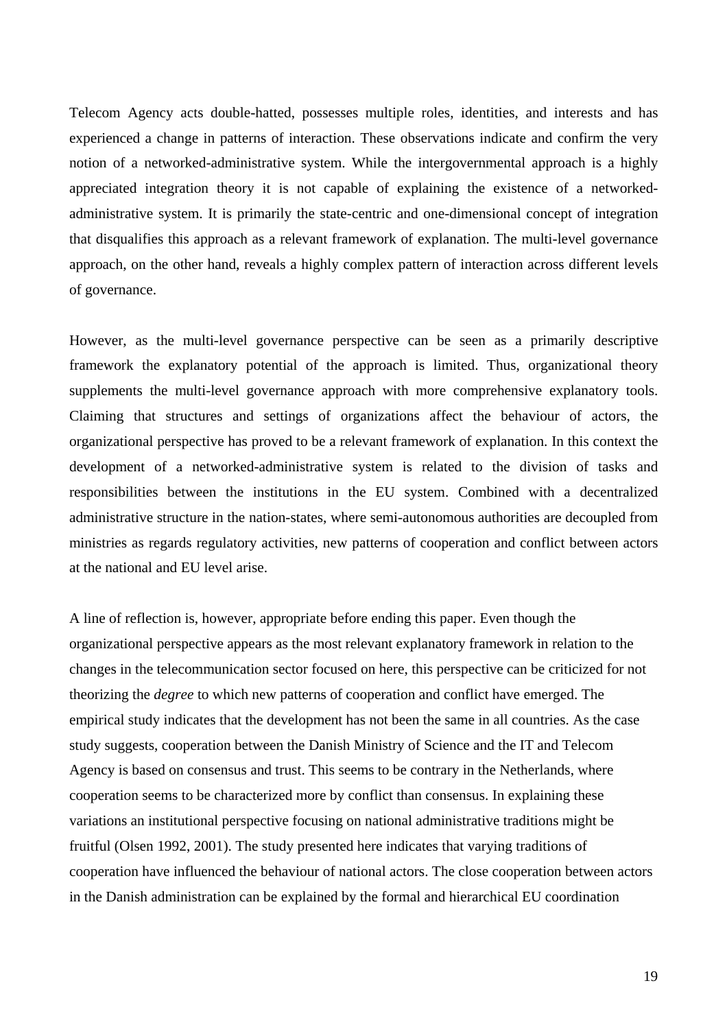Telecom Agency acts double-hatted, possesses multiple roles, identities, and interests and has experienced a change in patterns of interaction. These observations indicate and confirm the very notion of a networked-administrative system. While the intergovernmental approach is a highly appreciated integration theory it is not capable of explaining the existence of a networked-administrative system. It is primarily the state-centric and one-dimensional concept of integration that disqualifies this approach as a relevant framework of explanation. The multi-level governance approach, on the other hand, reveals a highly complex pattern of interaction across different levels of governance.

However, as the multi-level governance perspective can be seen as a primarily descriptive framework the explanatory potential of the approach is limited. Thus, organizational theory supplements the multi-level governance approach with more comprehensive explanatory tools. Claiming that structures and settings of organizations affect the behaviour of actors, the organizational perspective has proved to be a relevant framework of explanation. In this context the development of a networked-administrative system is related to the division of tasks and responsibilities between the institutions in the EU system. Combined with a decentralized administrative structure in the nation-states, where semi-autonomous authorities are decoupled from ministries as regards regulatory activities, new patterns of cooperation and conflict between actors at the national and EU level arise.

A line of reflection is, however, appropriate before ending this paper. Even though the organizational perspective appears as the most relevant explanatory framework in relation to the changes in the telecommunication sector focused on here, this perspective can be criticized for not theorizing the *degree* to which new patterns of cooperation and conflict have emerged. The empirical study indicates that the development has not been the same in all countries. As the case study suggests, cooperation between the Danish Ministry of Science and the IT and Telecom Agency is based on consensus and trust. This seems to be contrary in the Netherlands, where cooperation seems to be characterized more by conflict than consensus. In explaining these variations an institutional perspective focusing on national administrative traditions might be fruitful (Olsen 1992, 2001). The study presented here indicates that varying traditions of cooperation have influenced the behaviour of national actors. The close cooperation between actors in the Danish administration can be explained by the formal and hierarchical EU coordination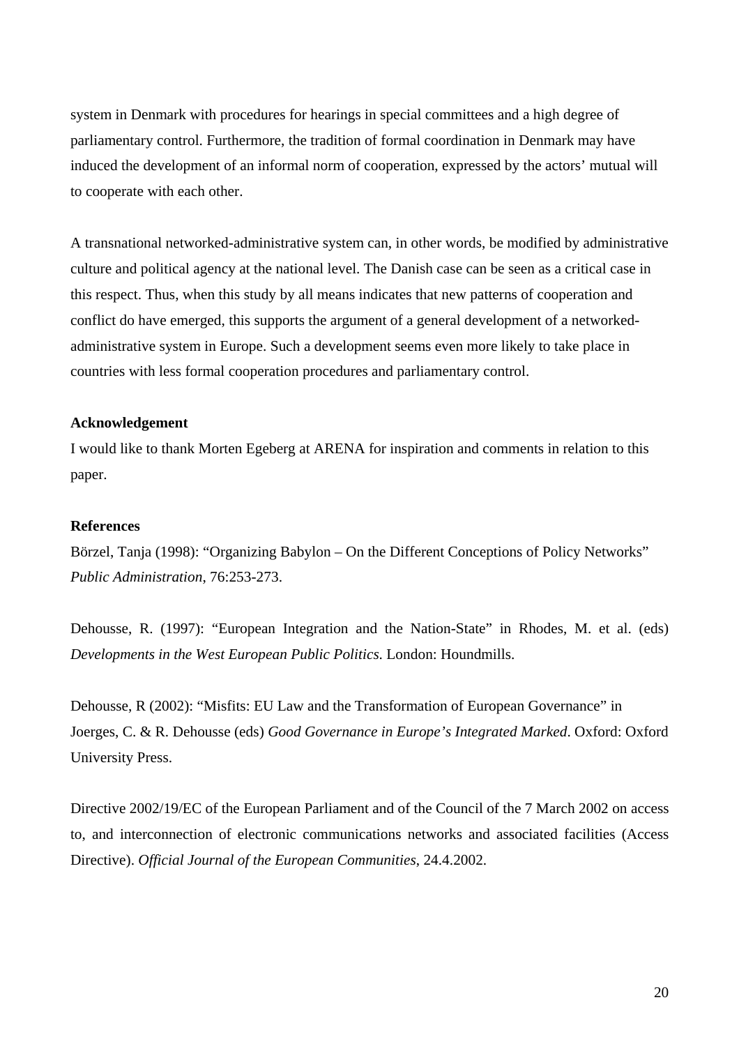system in Denmark with procedures for hearings in special committees and a high degree of parliamentary control. Furthermore, the tradition of formal coordination in Denmark may have induced the development of an informal norm of cooperation, expressed by the actors' mutual will to cooperate with each other.

A transnational networked-administrative system can, in other words, be modified by administrative culture and political agency at the national level. The Danish case can be seen as a critical case in this respect. Thus, when this study by all means indicates that new patterns of cooperation and conflict do have emerged, this supports the argument of a general development of a networked-administrative system in Europe. Such a development seems even more likely to take place in countries with less formal cooperation procedures and parliamentary control.

**Acknowledgement**

I would like to thank Morten Egeberg at ARENA for inspiration and comments in relation to this paper.

**References**

Börzel, Tanja (1998): "Organizing Babylon – On the Different Conceptions of Policy Networks" *Public Administration*, 76:253-273.

Dehousse, R. (1997): "European Integration and the Nation-State" in Rhodes, M. et al. (eds) *Developments in the West European Public Politics*. London: Houndmills.

Dehousse, R (2002): "Misfits: EU Law and the Transformation of European Governance" in Joerges, C. & R. Dehousse (eds) *Good Governance in Europe's Integrated Marked*. Oxford: Oxford University Press.

Directive 2002/19/EC of the European Parliament and of the Council of the 7 March 2002 on access to, and interconnection of electronic communications networks and associated facilities (Access Directive). *Official Journal of the European Communities*, 24.4.2002.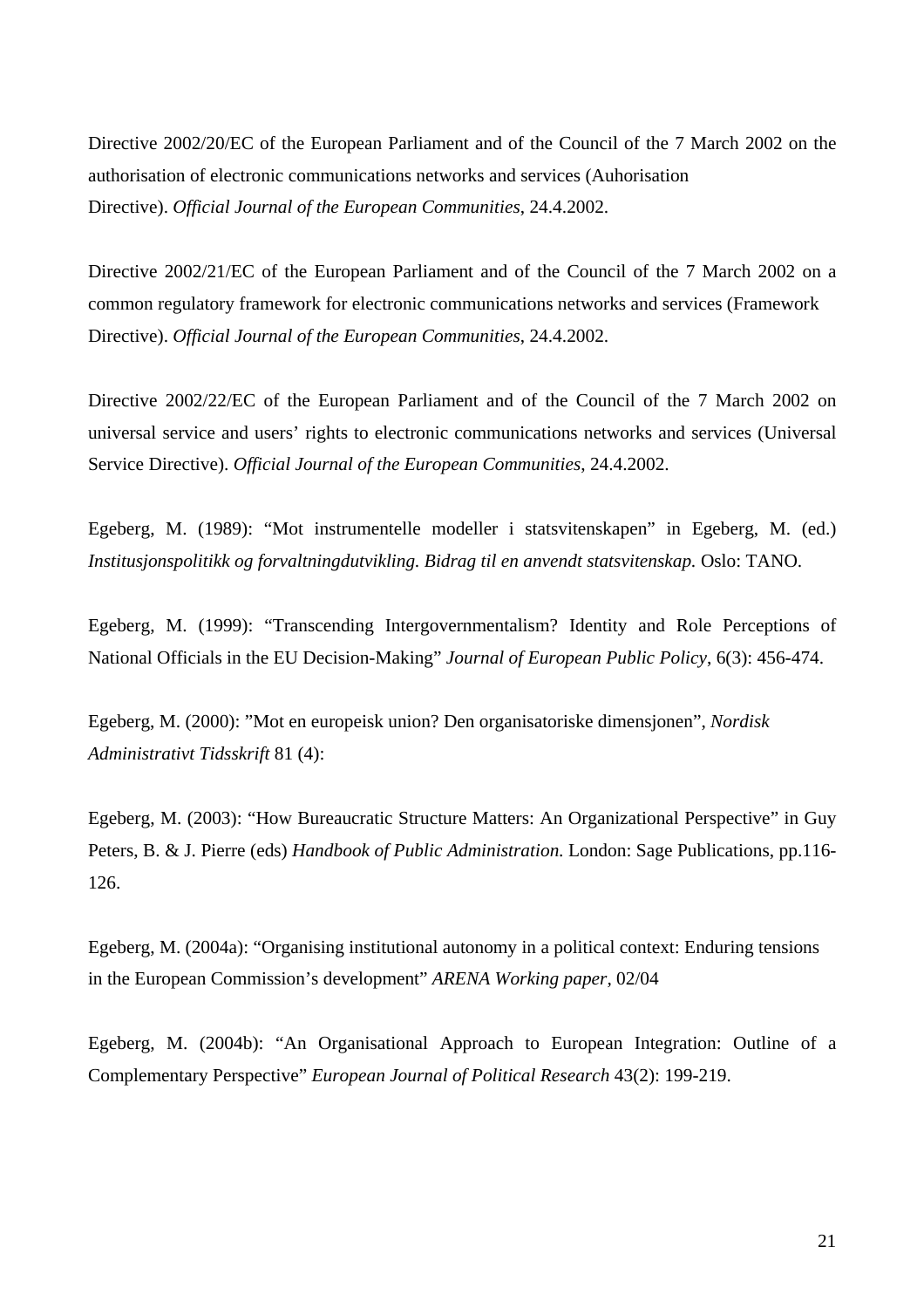Directive 2002/20/EC of the European Parliament and of the Council of the 7 March 2002 on the authorisation of electronic communications networks and services (Auhorisation Directive). *Official Journal of the European Communities*, 24.4.2002.

Directive 2002/21/EC of the European Parliament and of the Council of the 7 March 2002 on a common regulatory framework for electronic communications networks and services (Framework Directive). *Official Journal of the European Communities*, 24.4.2002.

Directive 2002/22/EC of the European Parliament and of the Council of the 7 March 2002 on universal service and users' rights to electronic communications networks and services (Universal Service Directive). *Official Journal of the European Communities*, 24.4.2002.

Egeberg, M. (1989): "Mot instrumentelle modeller i statsvitenskapen" in Egeberg, M. (ed.) *Institusjonspolitikk og forvaltningdutvikling. Bidrag til en anvendt statsvitenskap.* Oslo: TANO.

Egeberg, M. (1999): "Transcending Intergovernmentalism? Identity and Role Perceptions of National Officials in the EU Decision-Making" *Journal of European Public Policy*, 6(3): 456-474.

Egeberg, M. (2000): "Mot en europeisk union? Den organisatoriske dimensjonen", *Nordisk Administrativt Tidsskrift* 81 (4):

Egeberg, M. (2003): "How Bureaucratic Structure Matters: An Organizational Perspective" in Guy Peters, B. & J. Pierre (eds) *Handbook of Public Administration.* London: Sage Publications, pp.116-126.

Egeberg, M. (2004a): "Organising institutional autonomy in a political context: Enduring tensions in the European Commission's development" *ARENA Working paper*, 02/04

Egeberg, M. (2004b): "An Organisational Approach to European Integration: Outline of a Complementary Perspective" *European Journal of Political Research* 43(2): 199-219.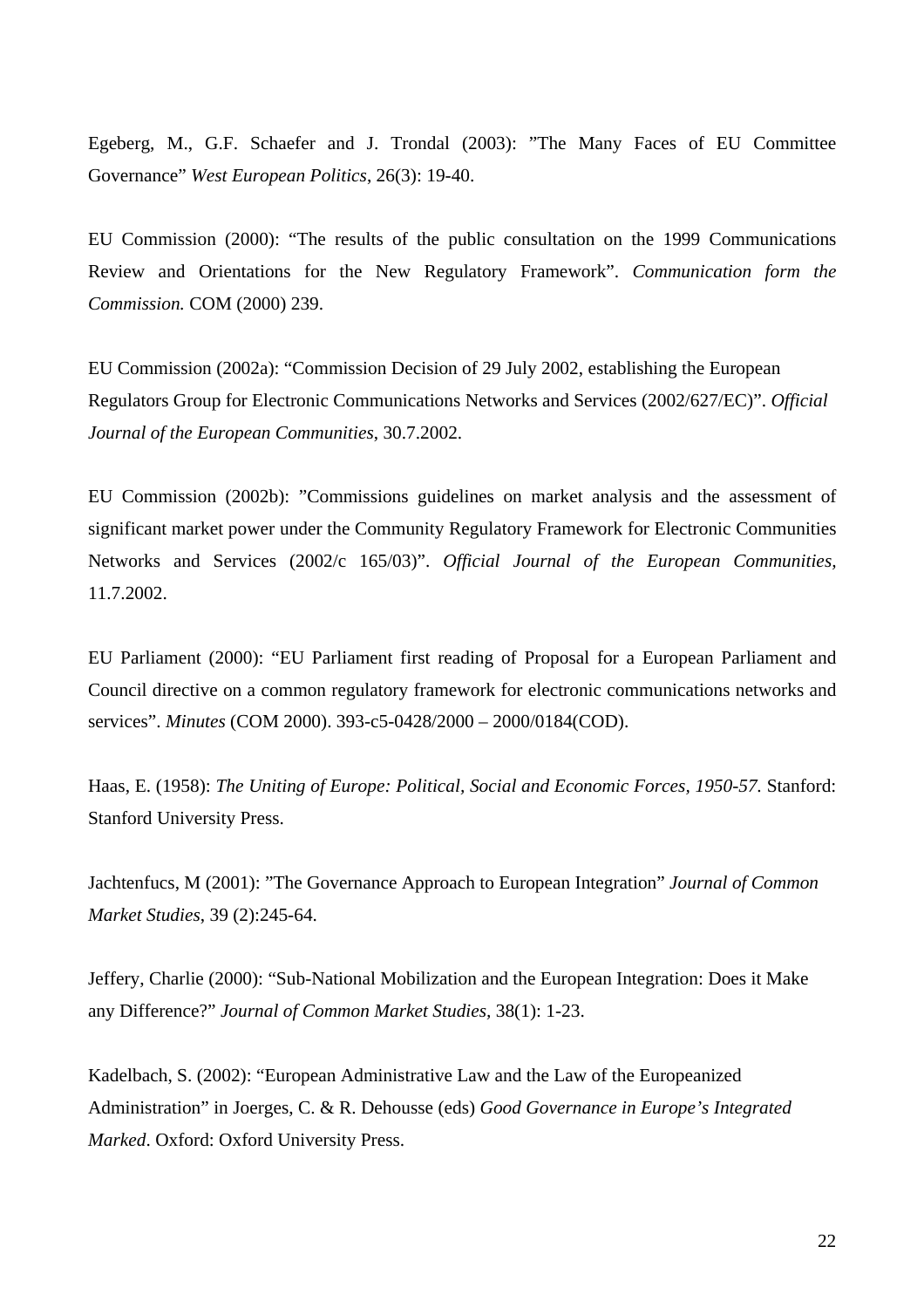Egeberg, M., G.F. Schaefer and J. Trondal (2003): ”The Many Faces of EU Committee Governance” *West European Politics*, 26(3): 19-40.

EU Commission (2000): “The results of the public consultation on the 1999 Communications Review and Orientations for the New Regulatory Framework”. *Communication form the Commission.* COM (2000) 239.

EU Commission (2002a): “Commission Decision of 29 July 2002, establishing the European Regulators Group for Electronic Communications Networks and Services (2002/627/EC)”. *Official Journal of the European Communities*, 30.7.2002.

EU Commission (2002b): ”Commissions guidelines on market analysis and the assessment of significant market power under the Community Regulatory Framework for Electronic Communities Networks and Services (2002/c 165/03)”. *Official Journal of the European Communities*, 11.7.2002.

EU Parliament (2000): “EU Parliament first reading of Proposal for a European Parliament and Council directive on a common regulatory framework for electronic communications networks and services”. *Minutes* (COM 2000). 393-c5-0428/2000 – 2000/0184(COD).

Haas, E. (1958): *The Uniting of Europe: Political, Social and Economic Forces, 1950-57.* Stanford: Stanford University Press.

Jachtenfucs, M (2001): ”The Governance Approach to European Integration” *Journal of Common Market Studies*, 39 (2):245-64.

Jeffery, Charlie (2000): “Sub-National Mobilization and the European Integration: Does it Make any Difference?” *Journal of Common Market Studies,* 38(1): 1-23.

Kadelbach, S. (2002): “European Administrative Law and the Law of the Europeanized Administration” in Joerges, C. & R. Dehousse (eds) *Good Governance in Europe’s Integrated Marked*. Oxford: Oxford University Press.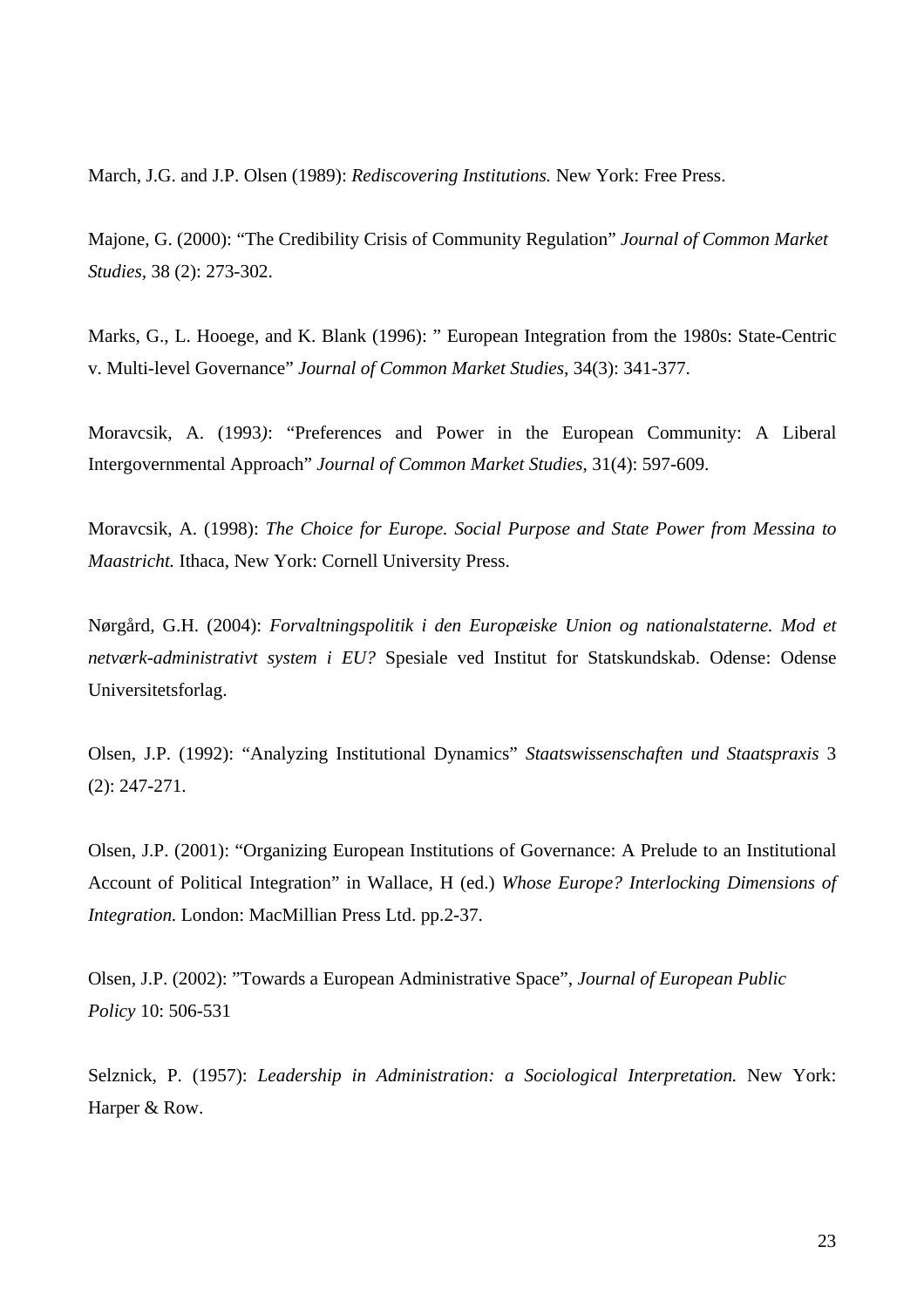March, J.G. and J.P. Olsen (1989): *Rediscovering Institutions.* New York: Free Press.

Majone, G. (2000): “The Credibility Crisis of Community Regulation” *Journal of Common Market Studies,* 38 (2): 273-302.

Marks, G., L. Hooege, and K. Blank (1996): ” European Integration from the 1980s: State-Centric v. Multi-level Governance” *Journal of Common Market Studies*, 34(3): 341-377.

Moravcsik, A. (1993*)*: “Preferences and Power in the European Community: A Liberal Intergovernmental Approach” *Journal of Common Market Studies*, 31(4): 597-609.

Moravcsik, A. (1998): *The Choice for Europe. Social Purpose and State Power from Messina to Maastricht.* Ithaca, New York: Cornell University Press.

Nørgård, G.H. (2004): *Forvaltningspolitik i den Europæiske Union og nationalstaterne. Mod et netværk-administrativt system i EU?* Spesiale ved Institut for Statskundskab. Odense: Odense Universitetsforlag.

Olsen, J.P. (1992): “Analyzing Institutional Dynamics” *Staatswissenschaften und Staatspraxis* 3 (2): 247-271.

Olsen, J.P. (2001): “Organizing European Institutions of Governance: A Prelude to an Institutional Account of Political Integration” in Wallace, H (ed.) *Whose Europe? Interlocking Dimensions of Integration.* London: MacMillian Press Ltd. pp.2-37.

Olsen, J.P. (2002): ”Towards a European Administrative Space”, *Journal of European Public Policy* 10: 506-531

Selznick, P. (1957): *Leadership in Administration: a Sociological Interpretation.* New York: Harper & Row.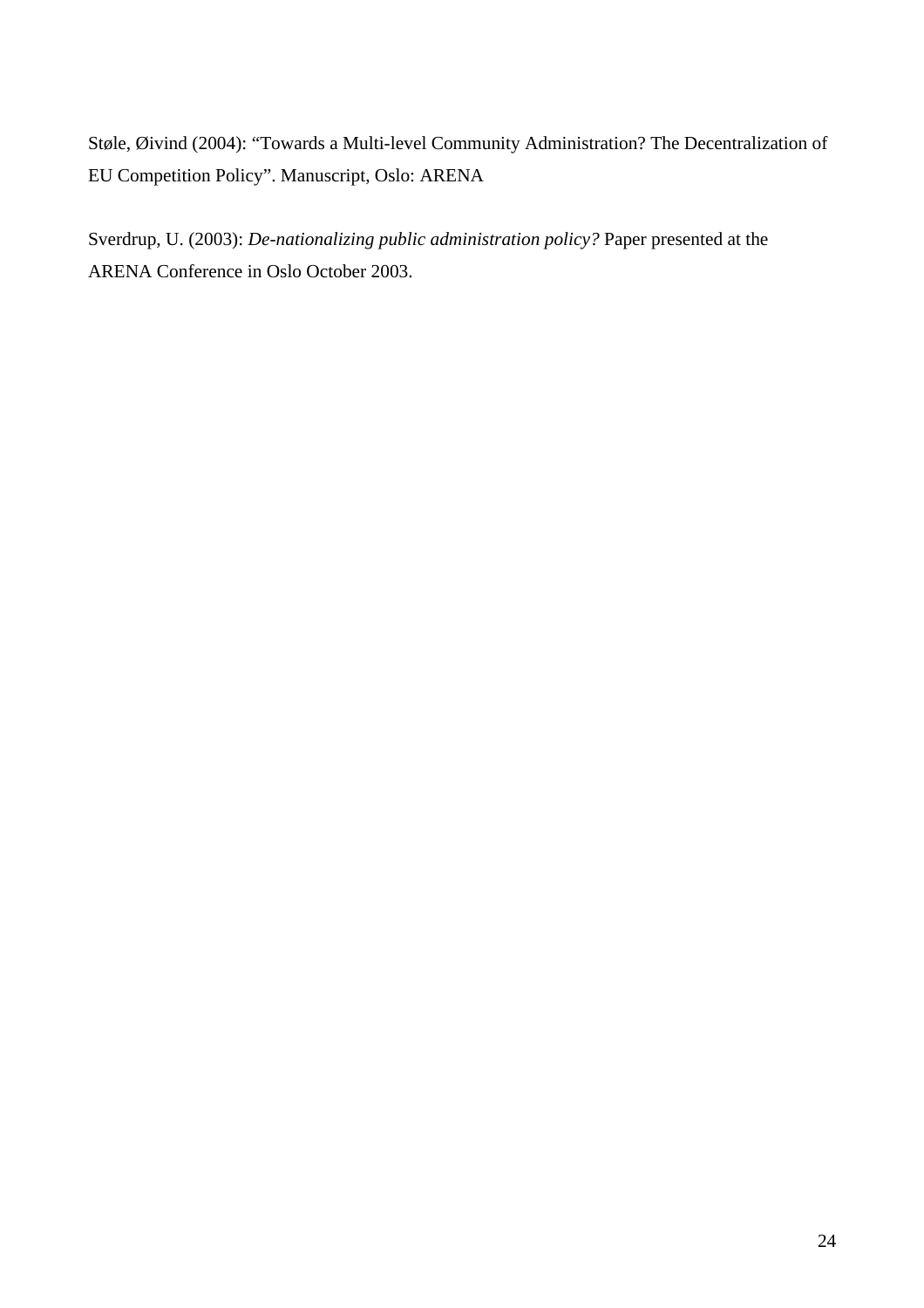Støle, Øivind (2004): “Towards a Multi-level Community Administration? The Decentralization of EU Competition Policy”. Manuscript, Oslo: ARENA

Sverdrup, U. (2003): *De-nationalizing public administration policy?* Paper presented at the ARENA Conference in Oslo October 2003.